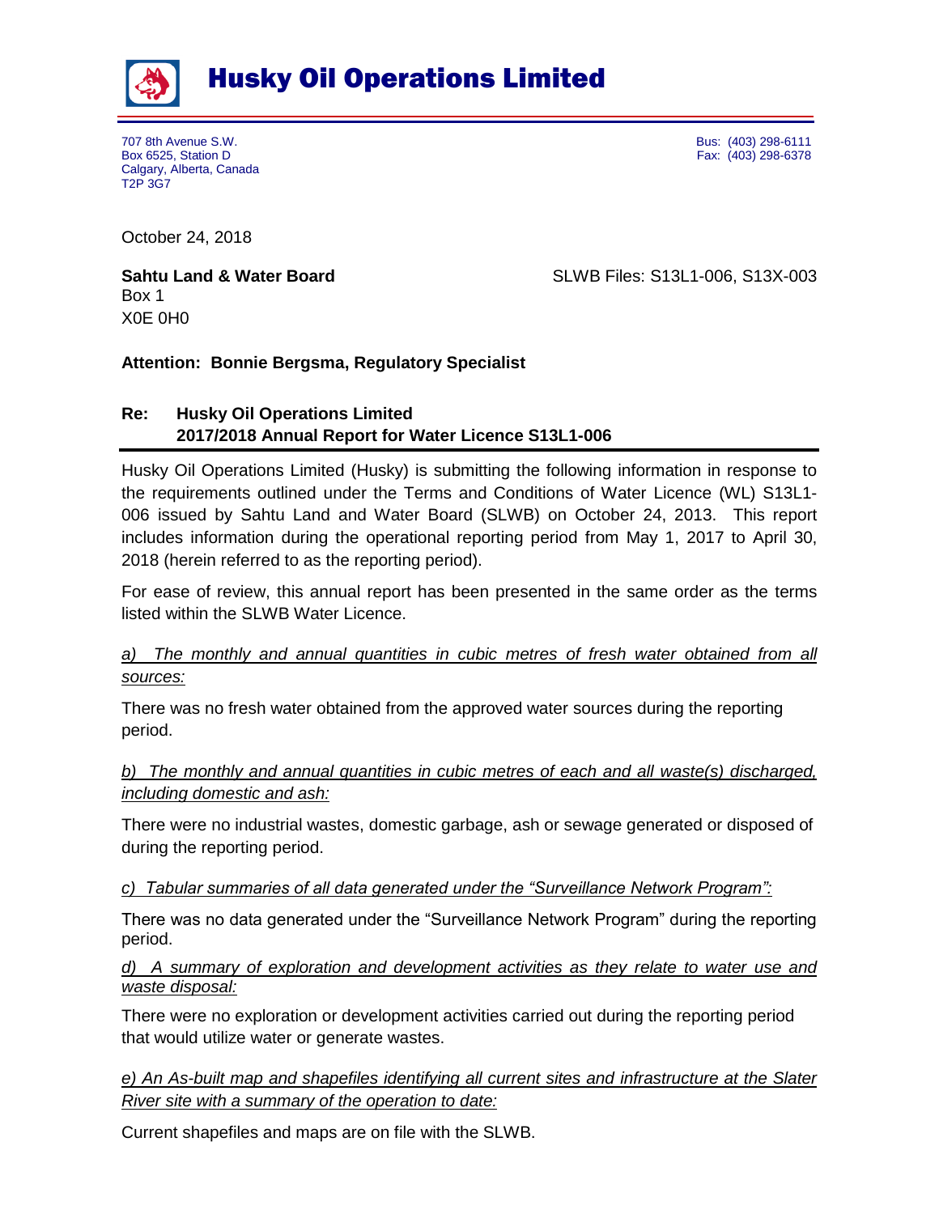# Husky Oil Operations Limited

707 8th Avenue S.W.
Box 6525, Station D
Calgary, Alberta, Canada
T2P 3G7

Bus: (403) 298-6111
Fax: (403) 298-6378

October 24, 2018

**Sahtu Land & Water Board**
Box 1
X0E 0H0

SLWB Files: S13L1-006, S13X-003

**Attention: Bonnie Bergsma, Regulatory Specialist**

**Re: Husky Oil Operations Limited**
**2017/2018 Annual Report for Water Licence S13L1-006**

Husky Oil Operations Limited (Husky) is submitting the following information in response to the requirements outlined under the Terms and Conditions of Water Licence (WL) S13L1-006 issued by Sahtu Land and Water Board (SLWB) on October 24, 2013. This report includes information during the operational reporting period from May 1, 2017 to April 30, 2018 (herein referred to as the reporting period).

For ease of review, this annual report has been presented in the same order as the terms listed within the SLWB Water Licence.

*a) The monthly and annual quantities in cubic metres of fresh water obtained from all sources:*

There was no fresh water obtained from the approved water sources during the reporting period.

*b) The monthly and annual quantities in cubic metres of each and all waste(s) discharged, including domestic and ash:*

There were no industrial wastes, domestic garbage, ash or sewage generated or disposed of during the reporting period.

*c) Tabular summaries of all data generated under the "Surveillance Network Program":*

There was no data generated under the "Surveillance Network Program" during the reporting period.

*d) A summary of exploration and development activities as they relate to water use and waste disposal:*

There were no exploration or development activities carried out during the reporting period that would utilize water or generate wastes.

*e) An As-built map and shapefiles identifying all current sites and infrastructure at the Slater River site with a summary of the operation to date:*

Current shapefiles and maps are on file with the SLWB.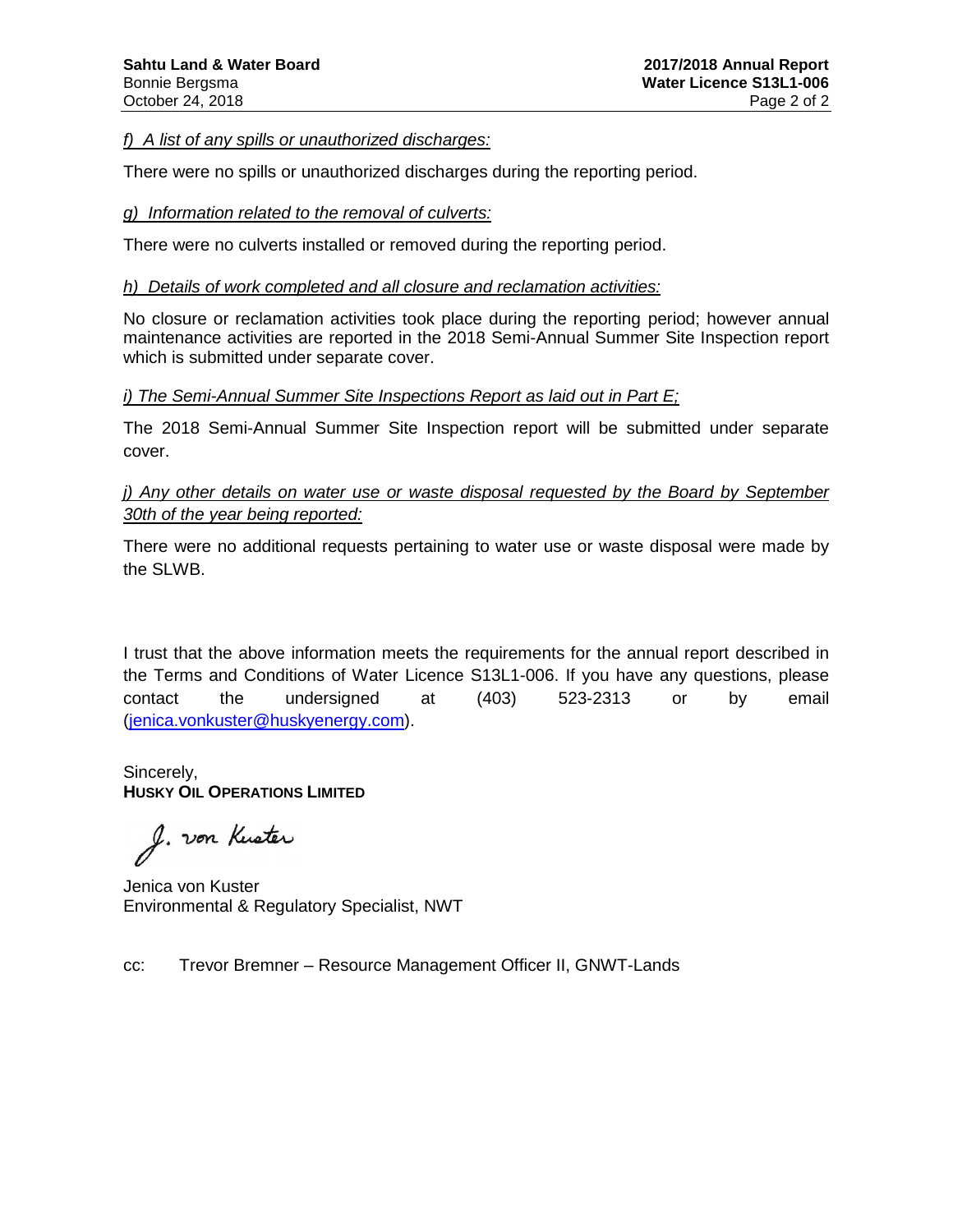*f) A list of any spills or unauthorized discharges:*

There were no spills or unauthorized discharges during the reporting period.

*g) Information related to the removal of culverts:*

There were no culverts installed or removed during the reporting period.

*h) Details of work completed and all closure and reclamation activities:*

No closure or reclamation activities took place during the reporting period; however annual maintenance activities are reported in the 2018 Semi-Annual Summer Site Inspection report which is submitted under separate cover.

*i) The Semi-Annual Summer Site Inspections Report as laid out in Part E;*

The 2018 Semi-Annual Summer Site Inspection report will be submitted under separate cover.

*j) Any other details on water use or waste disposal requested by the Board by September 30th of the year being reported:*

There were no additional requests pertaining to water use or waste disposal were made by the SLWB.

I trust that the above information meets the requirements for the annual report described in the Terms and Conditions of Water Licence S13L1-006. If you have any questions, please contact the undersigned at (403) 523-2313 or by email (jenica.vonkuster@huskyenergy.com).

Sincerely,
**HUSKY OIL OPERATIONS LIMITED**

J. von Kuster

Jenica von Kuster
Environmental & Regulatory Specialist, NWT

cc: Trevor Bremner – Resource Management Officer II, GNWT-Lands